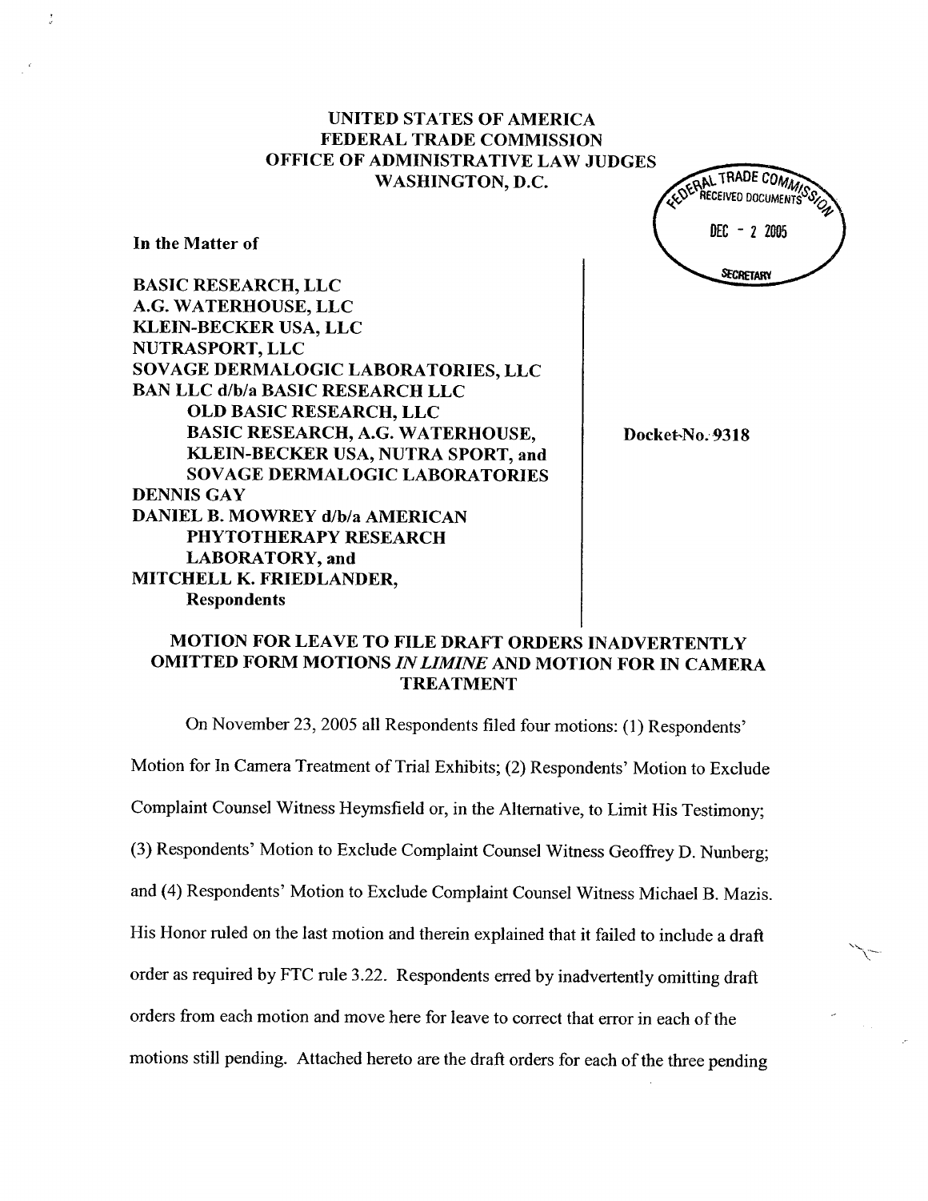UNITED STATES OF AMERICA
FEDERAL TRADE COMMISSION
OFFICE OF ADMINISTRATIVE LAW JUDGES
WASHINGTON, D.C.

FEDERAL TRADE COMMISSION RECEIVED DOCUMENTS DEC - 2 2005 SECRETARY

In the Matter of

BASIC RESEARCH, LLC
A.G. WATERHOUSE, LLC
KLEIN-BECKER USA, LLC
NUTRASPORT, LLC
SOVAGE DERMALOGIC LABORATORIES, LLC
BAN LLC d/b/a BASIC RESEARCH LLC
OLD BASIC RESEARCH, LLC
BASIC RESEARCH, A.G. WATERHOUSE,
KLEIN-BECKER USA, NUTRA SPORT, and
SOVAGE DERMALOGIC LABORATORIES
DENNIS GAY
DANIEL B. MOWREY d/b/a AMERICAN
PHYTOTHERAPY RESEARCH
LABORATORY, and
MITCHELL K. FRIEDLANDER,
Respondents

Docket No. 9318

## MOTION FOR LEAVE TO FILE DRAFT ORDERS INADVERTENTLY OMITTED FORM MOTIONS *IN LIMINE* AND MOTION FOR IN CAMERA TREATMENT

On November 23, 2005 all Respondents filed four motions: (1) Respondents' Motion for In Camera Treatment of Trial Exhibits; (2) Respondents' Motion to Exclude Complaint Counsel Witness Heymsfield or, in the Alternative, to Limit His Testimony; (3) Respondents' Motion to Exclude Complaint Counsel Witness Geoffrey D. Nunberg; and (4) Respondents' Motion to Exclude Complaint Counsel Witness Michael B. Mazis. His Honor ruled on the last motion and therein explained that it failed to include a draft order as required by FTC rule 3.22. Respondents erred by inadvertently omitting draft orders from each motion and move here for leave to correct that error in each of the motions still pending. Attached hereto are the draft orders for each of the three pending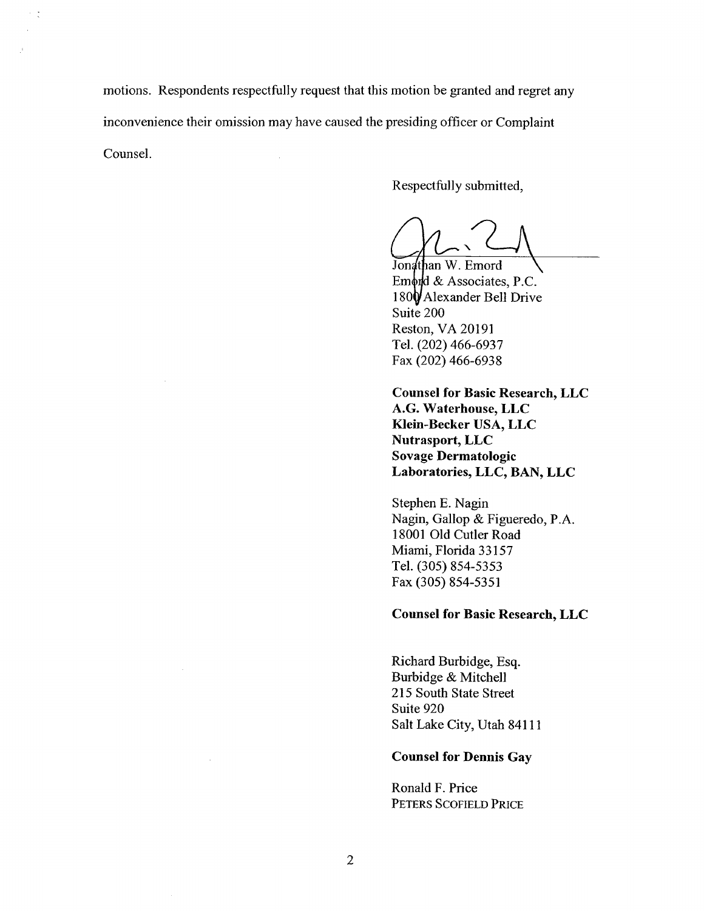motions. Respondents respectfully request that this motion be granted and regret any inconvenience their omission may have caused the presiding officer or Complaint Counsel.

Respectfully submitted,

Jonathan W. Emord  
Emord & Associates, P.C.  
1800 Alexander Bell Drive  
Suite 200  
Reston, VA 20191  
Tel. (202) 466-6937  
Fax (202) 466-6938

**Counsel for Basic Research, LLC**  
**A.G. Waterhouse, LLC**  
**Klein-Becker USA, LLC**  
**Nutrasport, LLC**  
**Sovage Dermatologic**  
**Laboratories, LLC, BAN, LLC**

Stephen E. Nagin  
Nagin, Gallop & Figueredo, P.A.  
18001 Old Cutler Road  
Miami, Florida 33157  
Tel. (305) 854-5353  
Fax (305) 854-5351

**Counsel for Basic Research, LLC**

Richard Burbidge, Esq.  
Burbidge & Mitchell  
215 South State Street  
Suite 920  
Salt Lake City, Utah 84111

**Counsel for Dennis Gay**

Ronald F. Price  
PETERS SCOFIELD PRICE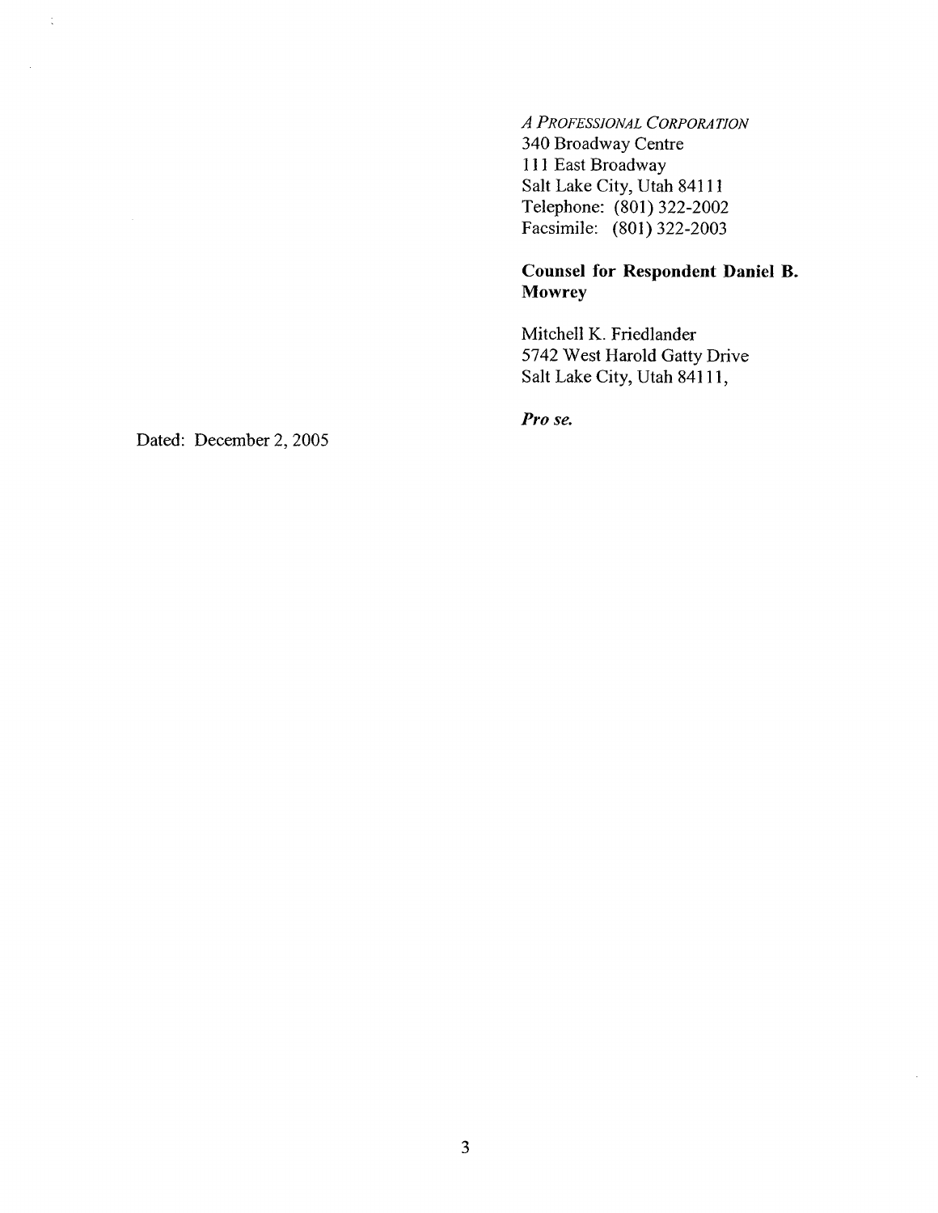*A PROFESSIONAL CORPORATION*
340 Broadway Centre
111 East Broadway
Salt Lake City, Utah 84111
Telephone: (801) 322-2002
Facsimile: (801) 322-2003

**Counsel for Respondent Daniel B. Mowrey**

Mitchell K. Friedlander
5742 West Harold Gatty Drive
Salt Lake City, Utah 84111,

***Pro se.***

Dated: December 2, 2005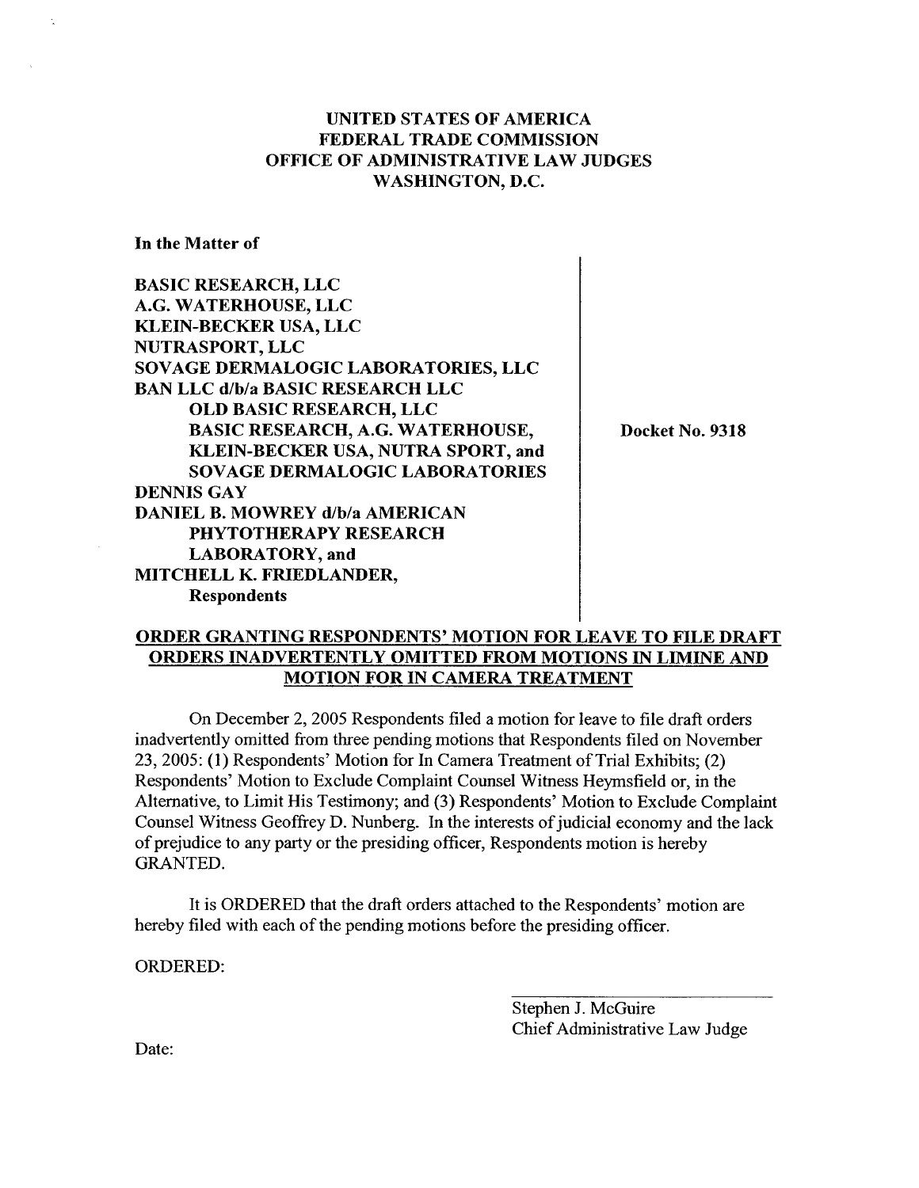**UNITED STATES OF AMERICA**
**FEDERAL TRADE COMMISSION**
**OFFICE OF ADMINISTRATIVE LAW JUDGES**
**WASHINGTON, D.C.**

**In the Matter of**

**BASIC RESEARCH, LLC**
**A.G. WATERHOUSE, LLC**
**KLEIN-BECKER USA, LLC**
**NUTRASPORT, LLC**
**SOVAGE DERMALOGIC LABORATORIES, LLC**
**BAN LLC d/b/a BASIC RESEARCH LLC**
**OLD BASIC RESEARCH, LLC**
**BASIC RESEARCH, A.G. WATERHOUSE,**
**KLEIN-BECKER USA, NUTRA SPORT, and**
**SOVAGE DERMALOGIC LABORATORIES**
**DENNIS GAY**
**DANIEL B. MOWREY d/b/a AMERICAN**
**PHYTOTHERAPY RESEARCH**
**LABORATORY, and**
**MITCHELL K. FRIEDLANDER,**
**Respondents**

**Docket No. 9318**

**ORDER GRANTING RESPONDENTS' MOTION FOR LEAVE TO FILE DRAFT ORDERS INADVERTENTLY OMITTED FROM MOTIONS IN LIMINE AND MOTION FOR IN CAMERA TREATMENT**

On December 2, 2005 Respondents filed a motion for leave to file draft orders inadvertently omitted from three pending motions that Respondents filed on November 23, 2005: (1) Respondents' Motion for In Camera Treatment of Trial Exhibits; (2) Respondents' Motion to Exclude Complaint Counsel Witness Heymsfield or, in the Alternative, to Limit His Testimony; and (3) Respondents' Motion to Exclude Complaint Counsel Witness Geoffrey D. Nunberg. In the interests of judicial economy and the lack of prejudice to any party or the presiding officer, Respondents motion is hereby GRANTED.

It is ORDERED that the draft orders attached to the Respondents' motion are hereby filed with each of the pending motions before the presiding officer.

ORDERED:

Stephen J. McGuire
Chief Administrative Law Judge

Date: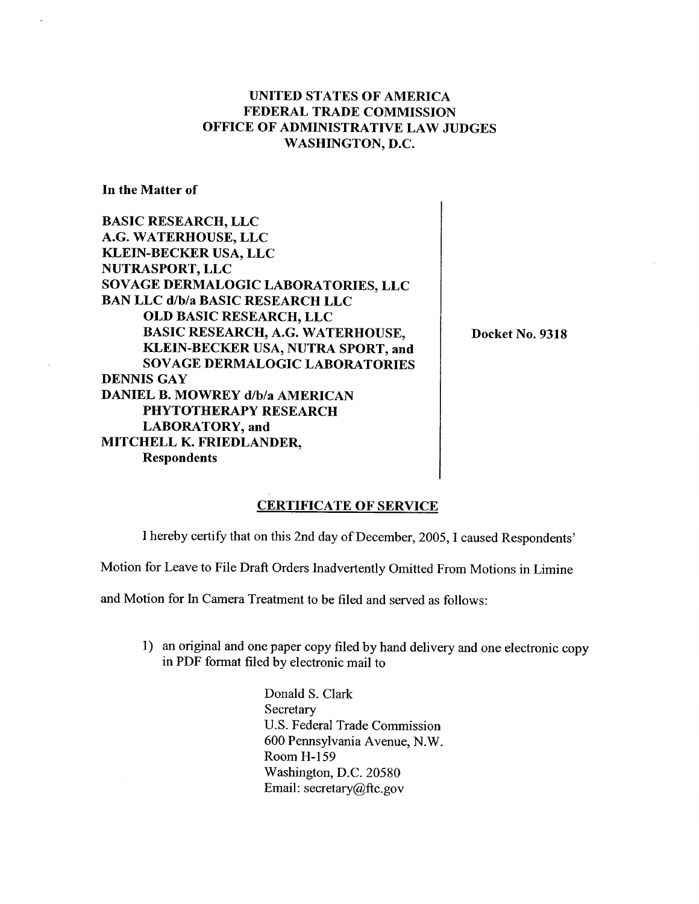**UNITED STATES OF AMERICA**
**FEDERAL TRADE COMMISSION**
**OFFICE OF ADMINISTRATIVE LAW JUDGES**
**WASHINGTON, D.C.**

**In the Matter of**

**BASIC RESEARCH, LLC**
**A.G. WATERHOUSE, LLC**
**KLEIN-BECKER USA, LLC**
**NUTRASPORT, LLC**
**SOVAGE DERMALOGIC LABORATORIES, LLC**
**BAN LLC d/b/a BASIC RESEARCH LLC**
**OLD BASIC RESEARCH, LLC**
**BASIC RESEARCH, A.G. WATERHOUSE, KLEIN-BECKER USA, NUTRA SPORT, and SOVAGE DERMALOGIC LABORATORIES**
**DENNIS GAY**
**DANIEL B. MOWREY d/b/a AMERICAN PHYTOTHERAPY RESEARCH LABORATORY, and**
**MITCHELL K. FRIEDLANDER,**
**Respondents**

**Docket No. 9318**

**CERTIFICATE OF SERVICE**

I hereby certify that on this 2nd day of December, 2005, I caused Respondents' Motion for Leave to File Draft Orders Inadvertently Omitted From Motions in Limine and Motion for In Camera Treatment to be filed and served as follows:

1) an original and one paper copy filed by hand delivery and one electronic copy in PDF format filed by electronic mail to

Donald S. Clark
Secretary
U.S. Federal Trade Commission
600 Pennsylvania Avenue, N.W.
Room H-159
Washington, D.C. 20580
Email: secretary@ftc.gov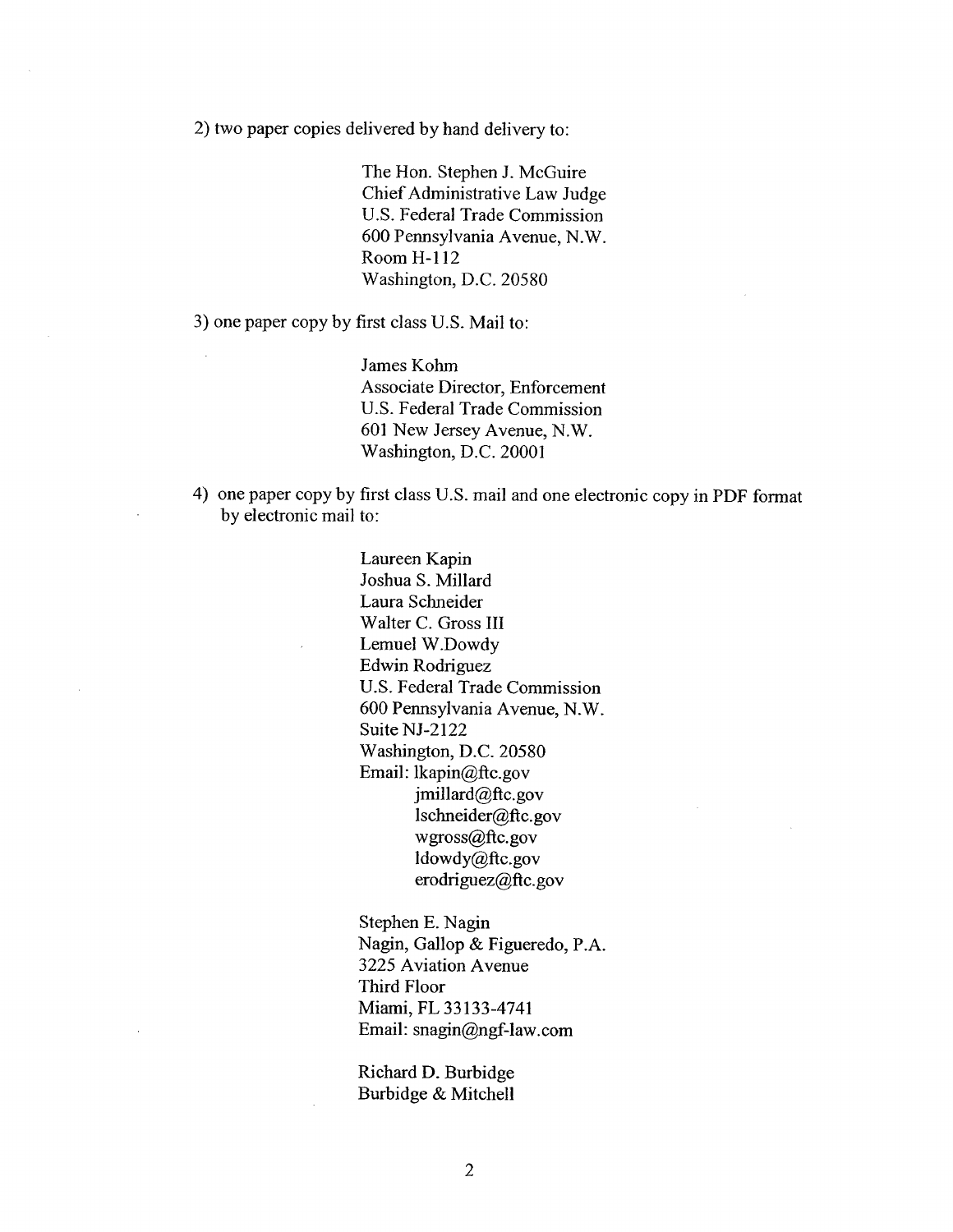2) two paper copies delivered by hand delivery to:

The Hon. Stephen J. McGuire  
Chief Administrative Law Judge  
U.S. Federal Trade Commission  
600 Pennsylvania Avenue, N.W.  
Room H-112  
Washington, D.C. 20580

3) one paper copy by first class U.S. Mail to:

James Kohm  
Associate Director, Enforcement  
U.S. Federal Trade Commission  
601 New Jersey Avenue, N.W.  
Washington, D.C. 20001

4) one paper copy by first class U.S. mail and one electronic copy in PDF format by electronic mail to:

Laureen Kapin  
Joshua S. Millard  
Laura Schneider  
Walter C. Gross III  
Lemuel W.Dowdy  
Edwin Rodriguez  
U.S. Federal Trade Commission  
600 Pennsylvania Avenue, N.W.  
Suite NJ-2122  
Washington, D.C. 20580  
Email: lkapin@ftc.gov  
jmillard@ftc.gov  
lschneider@ftc.gov  
wgross@ftc.gov  
ldowdy@ftc.gov  
erodriguez@ftc.gov

Stephen E. Nagin  
Nagin, Gallop & Figueredo, P.A.  
3225 Aviation Avenue  
Third Floor  
Miami, FL 33133-4741  
Email: snagin@ngf-law.com

Richard D. Burbidge  
Burbidge & Mitchell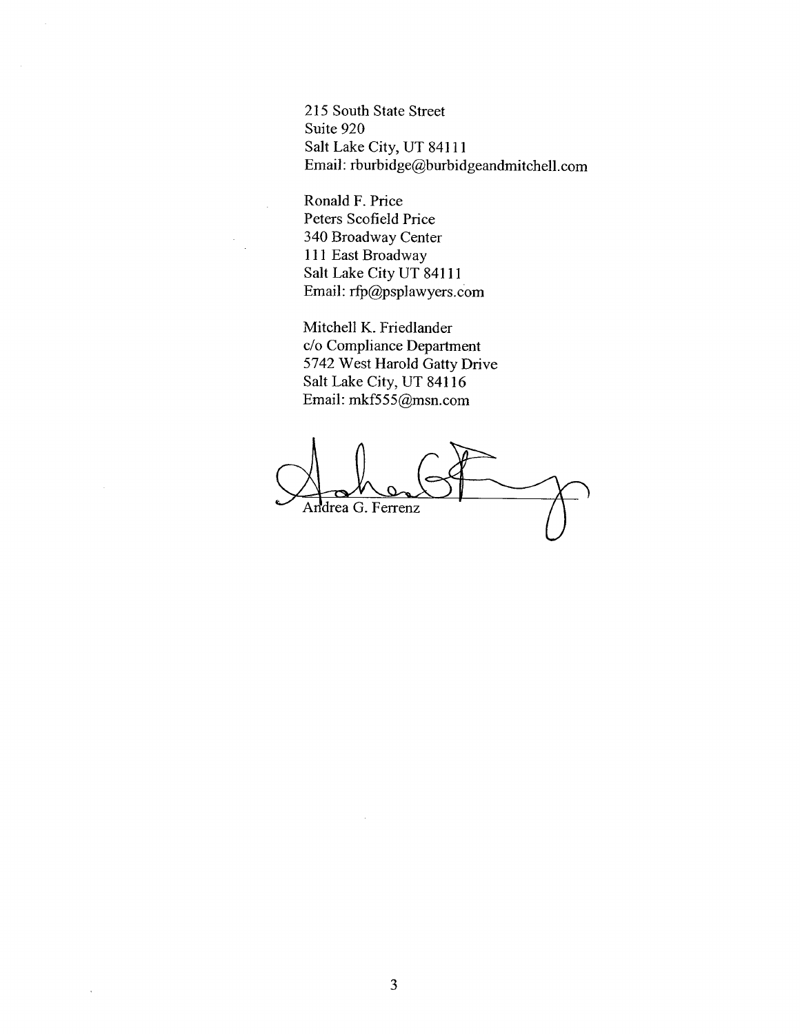215 South State Street
Suite 920
Salt Lake City, UT 84111
Email: rburbidge@burbidgeandmitchell.com

Ronald F. Price
Peters Scofield Price
340 Broadway Center
111 East Broadway
Salt Lake City UT 84111
Email: rfp@psplawyers.com

Mitchell K. Friedlander
c/o Compliance Department
5742 West Harold Gatty Drive
Salt Lake City, UT 84116
Email: mkf555@msn.com

Andrea G. Ferrenz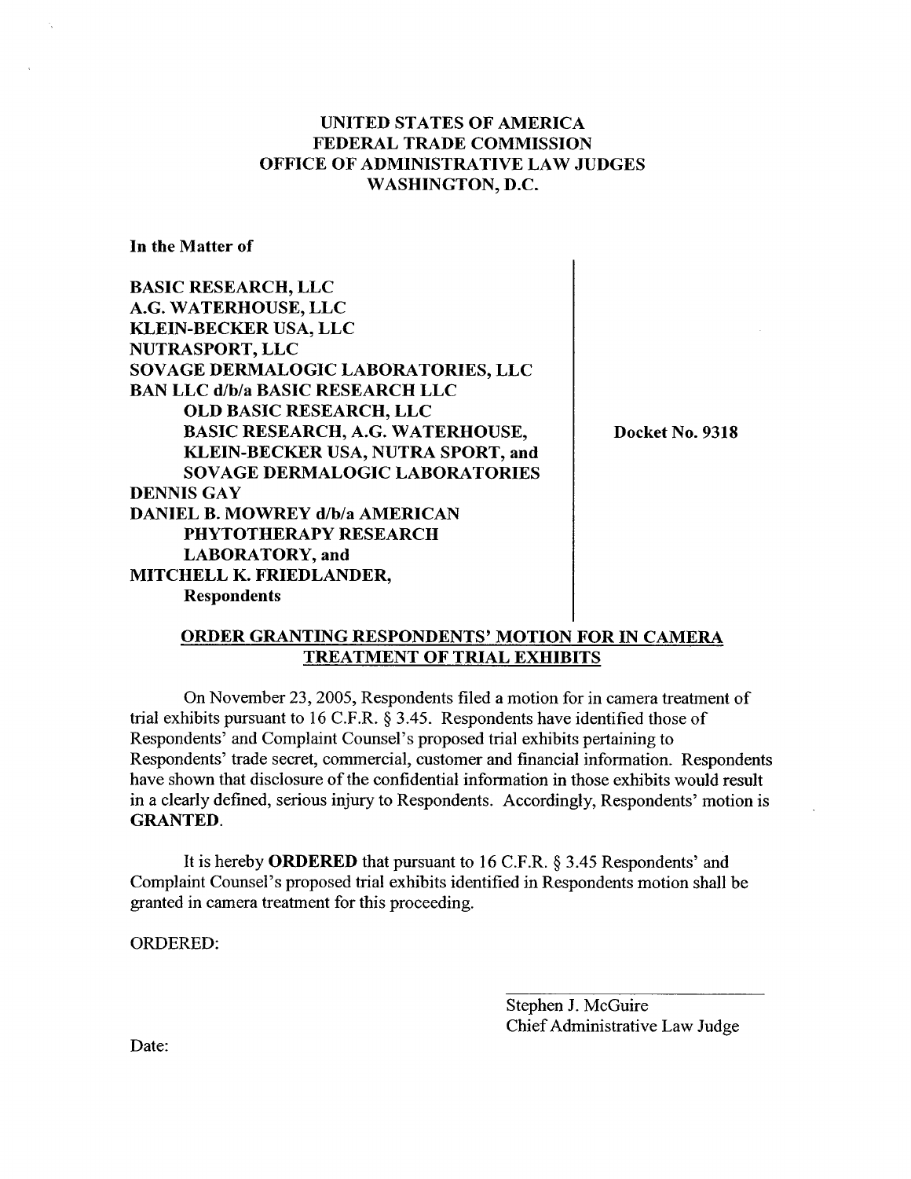**UNITED STATES OF AMERICA**
**FEDERAL TRADE COMMISSION**
**OFFICE OF ADMINISTRATIVE LAW JUDGES**
**WASHINGTON, D.C.**

**In the Matter of**

**BASIC RESEARCH, LLC**
**A.G. WATERHOUSE, LLC**
**KLEIN-BECKER USA, LLC**
**NUTRASPORT, LLC**
**SOVAGE DERMALOGIC LABORATORIES, LLC**
**BAN LLC d/b/a BASIC RESEARCH LLC**
**OLD BASIC RESEARCH, LLC**
**BASIC RESEARCH, A.G. WATERHOUSE,**
**KLEIN-BECKER USA, NUTRA SPORT, and**
**SOVAGE DERMALOGIC LABORATORIES**
**DENNIS GAY**
**DANIEL B. MOWREY d/b/a AMERICAN**
**PHYTOTHERAPY RESEARCH**
**LABORATORY, and**
**MITCHELL K. FRIEDLANDER,**
**Respondents**

**Docket No. 9318**

**ORDER GRANTING RESPONDENTS' MOTION FOR IN CAMERA TREATMENT OF TRIAL EXHIBITS**

On November 23, 2005, Respondents filed a motion for in camera treatment of trial exhibits pursuant to 16 C.F.R. § 3.45. Respondents have identified those of Respondents' and Complaint Counsel's proposed trial exhibits pertaining to Respondents' trade secret, commercial, customer and financial information. Respondents have shown that disclosure of the confidential information in those exhibits would result in a clearly defined, serious injury to Respondents. Accordingly, Respondents' motion is **GRANTED**.

It is hereby **ORDERED** that pursuant to 16 C.F.R. § 3.45 Respondents' and Complaint Counsel's proposed trial exhibits identified in Respondents motion shall be granted in camera treatment for this proceeding.

ORDERED:

Stephen J. McGuire
Chief Administrative Law Judge

Date: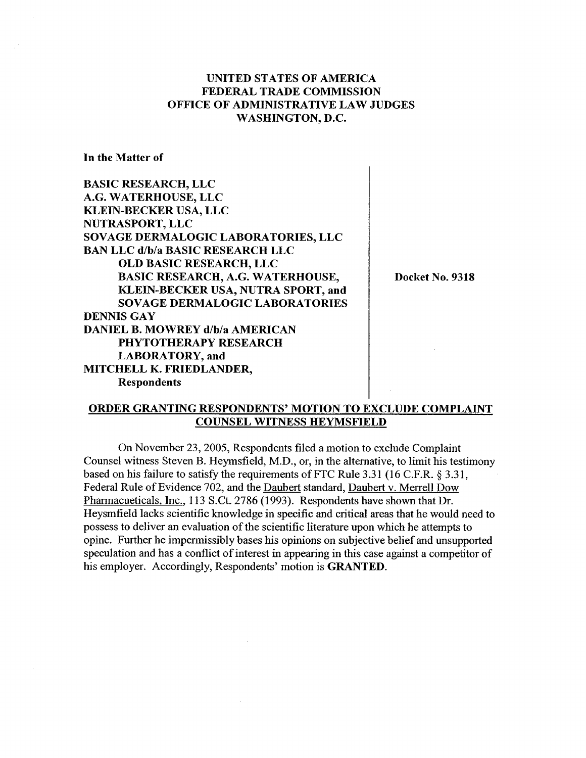**UNITED STATES OF AMERICA**
**FEDERAL TRADE COMMISSION**
**OFFICE OF ADMINISTRATIVE LAW JUDGES**
**WASHINGTON, D.C.**

**In the Matter of**

**BASIC RESEARCH, LLC**
**A.G. WATERHOUSE, LLC**
**KLEIN-BECKER USA, LLC**
**NUTRASPORT, LLC**
**SOVAGE DERMALOGIC LABORATORIES, LLC**
**BAN LLC d/b/a BASIC RESEARCH LLC**
**OLD BASIC RESEARCH, LLC**
**BASIC RESEARCH, A.G. WATERHOUSE,**
**KLEIN-BECKER USA, NUTRA SPORT, and**
**SOVAGE DERMALOGIC LABORATORIES**
**DENNIS GAY**
**DANIEL B. MOWREY d/b/a AMERICAN**
**PHYTOTHERAPY RESEARCH**
**LABORATORY, and**
**MITCHELL K. FRIEDLANDER,**
**Respondents**

**Docket No. 9318**

## ORDER GRANTING RESPONDENTS' MOTION TO EXCLUDE COMPLAINT COUNSEL WITNESS HEYMSFIELD

On November 23, 2005, Respondents filed a motion to exclude Complaint Counsel witness Steven B. Heymsfield, M.D., or, in the alternative, to limit his testimony based on his failure to satisfy the requirements of FTC Rule 3.31 (16 C.F.R. § 3.31, Federal Rule of Evidence 702, and the Daubert standard, Daubert v. Merrell Dow Pharmacueticals, Inc., 113 S.Ct. 2786 (1993). Respondents have shown that Dr. Heysmfield lacks scientific knowledge in specific and critical areas that he would need to possess to deliver an evaluation of the scientific literature upon which he attempts to opine. Further he impermissibly bases his opinions on subjective belief and unsupported speculation and has a conflict of interest in appearing in this case against a competitor of his employer. Accordingly, Respondents' motion is **GRANTED.**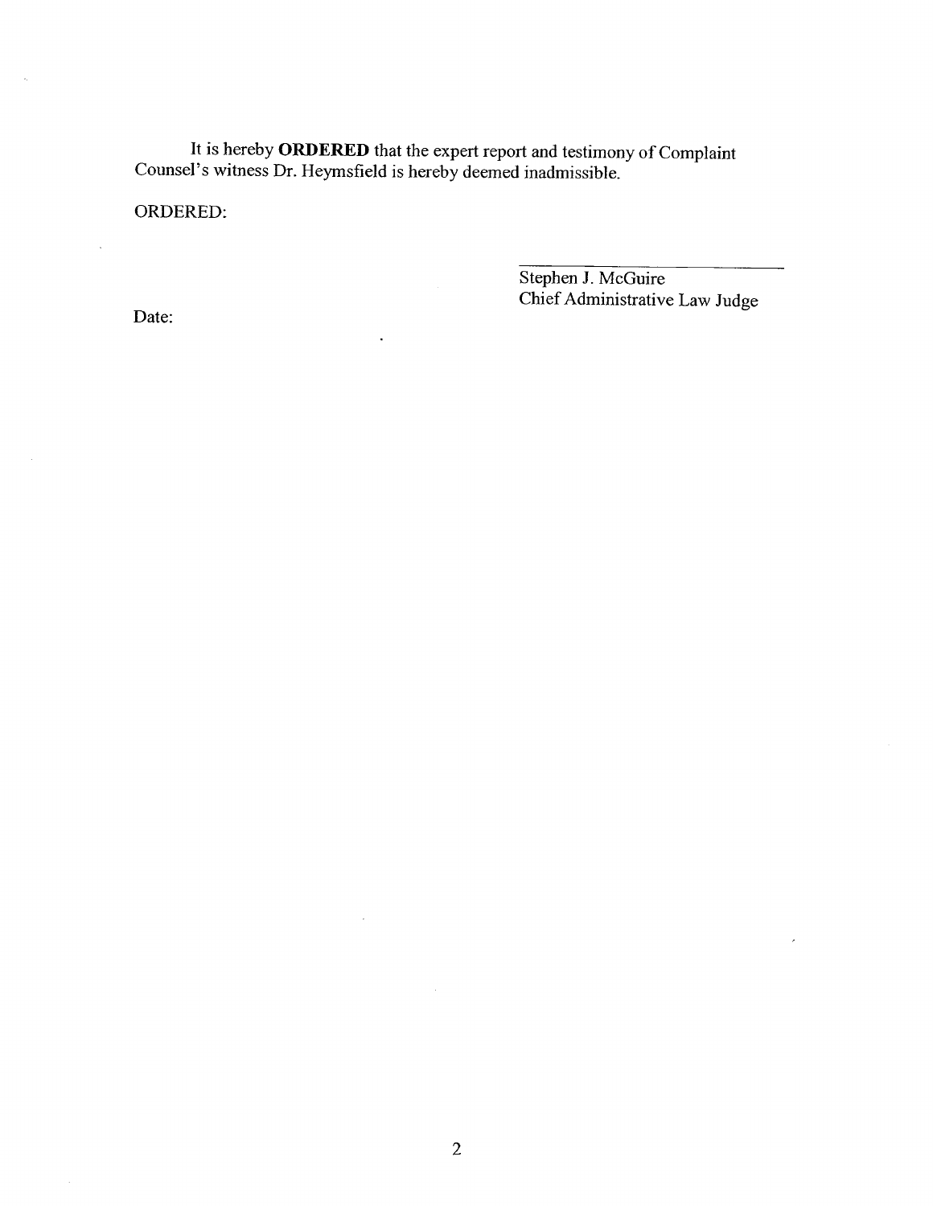It is hereby **ORDERED** that the expert report and testimony of Complaint Counsel's witness Dr. Heymsfield is hereby deemed inadmissible.

ORDERED:

Stephen J. McGuire
Chief Administrative Law Judge

Date: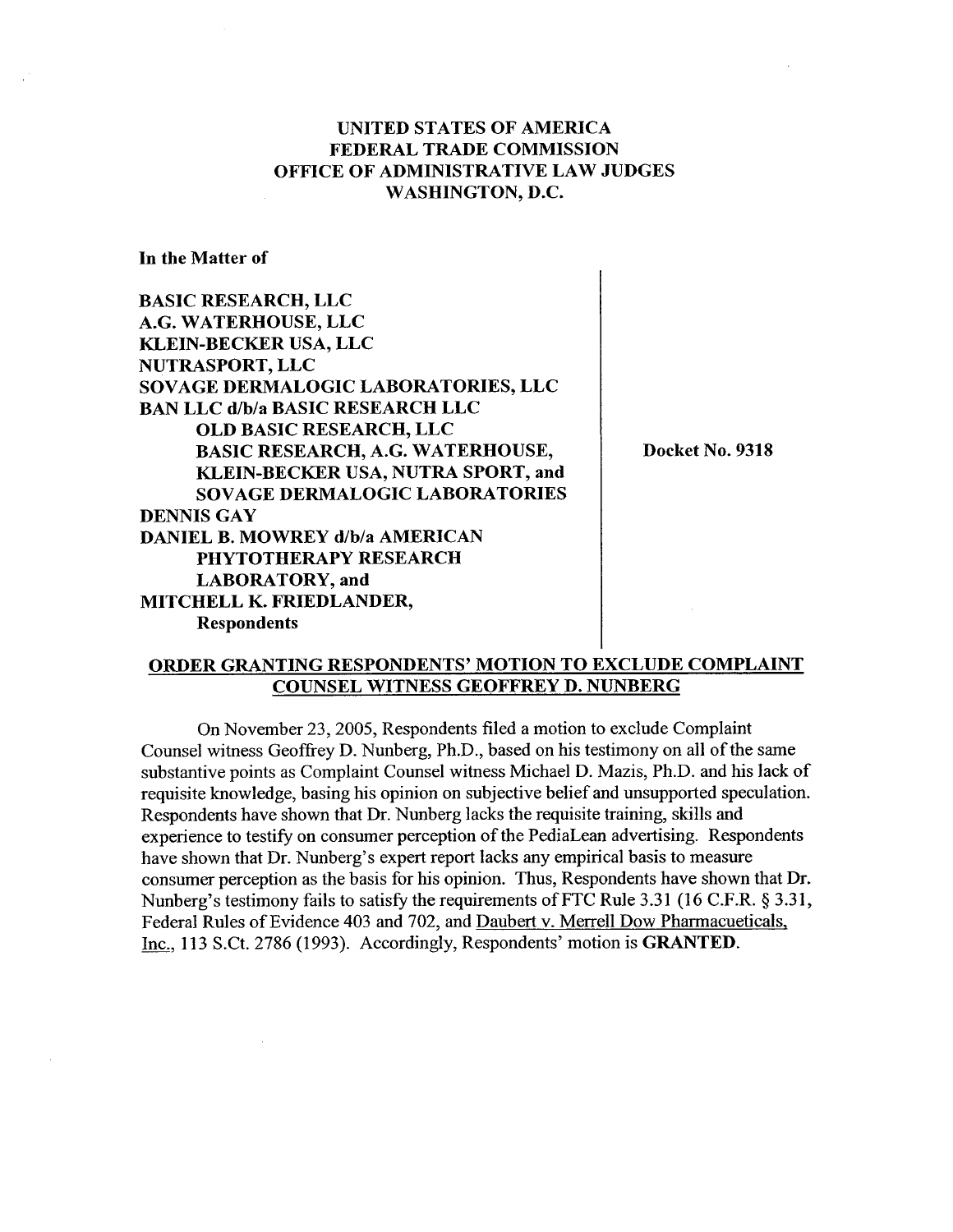**UNITED STATES OF AMERICA**
**FEDERAL TRADE COMMISSION**
**OFFICE OF ADMINISTRATIVE LAW JUDGES**
**WASHINGTON, D.C.**

**In the Matter of**

| | |
|---|---|
| **BASIC RESEARCH, LLC**<br>**A.G. WATERHOUSE, LLC**<br>**KLEIN-BECKER USA, LLC**<br>**NUTRASPORT, LLC**<br>**SOVAGE DERMALOGIC LABORATORIES, LLC**<br>**BAN LLC d/b/a BASIC RESEARCH LLC**<br>**OLD BASIC RESEARCH, LLC**<br>**BASIC RESEARCH, A.G. WATERHOUSE, KLEIN-BECKER USA, NUTRA SPORT, and SOVAGE DERMALOGIC LABORATORIES**<br>**DENNIS GAY**<br>**DANIEL B. MOWREY d/b/a AMERICAN PHYTOTHERAPY RESEARCH LABORATORY, and**<br>**MITCHELL K. FRIEDLANDER,**<br>**Respondents** | **Docket No. 9318** |

**ORDER GRANTING RESPONDENTS' MOTION TO EXCLUDE COMPLAINT COUNSEL WITNESS GEOFFREY D. NUNBERG**

On November 23, 2005, Respondents filed a motion to exclude Complaint Counsel witness Geoffrey D. Nunberg, Ph.D., based on his testimony on all of the same substantive points as Complaint Counsel witness Michael D. Mazis, Ph.D. and his lack of requisite knowledge, basing his opinion on subjective belief and unsupported speculation. Respondents have shown that Dr. Nunberg lacks the requisite training, skills and experience to testify on consumer perception of the PediaLean advertising. Respondents have shown that Dr. Nunberg's expert report lacks any empirical basis to measure consumer perception as the basis for his opinion. Thus, Respondents have shown that Dr. Nunberg's testimony fails to satisfy the requirements of FTC Rule 3.31 (16 C.F.R. § 3.31, Federal Rules of Evidence 403 and 702, and Daubert v. Merrell Dow Pharmacueticals, Inc., 113 S.Ct. 2786 (1993). Accordingly, Respondents' motion is **GRANTED**.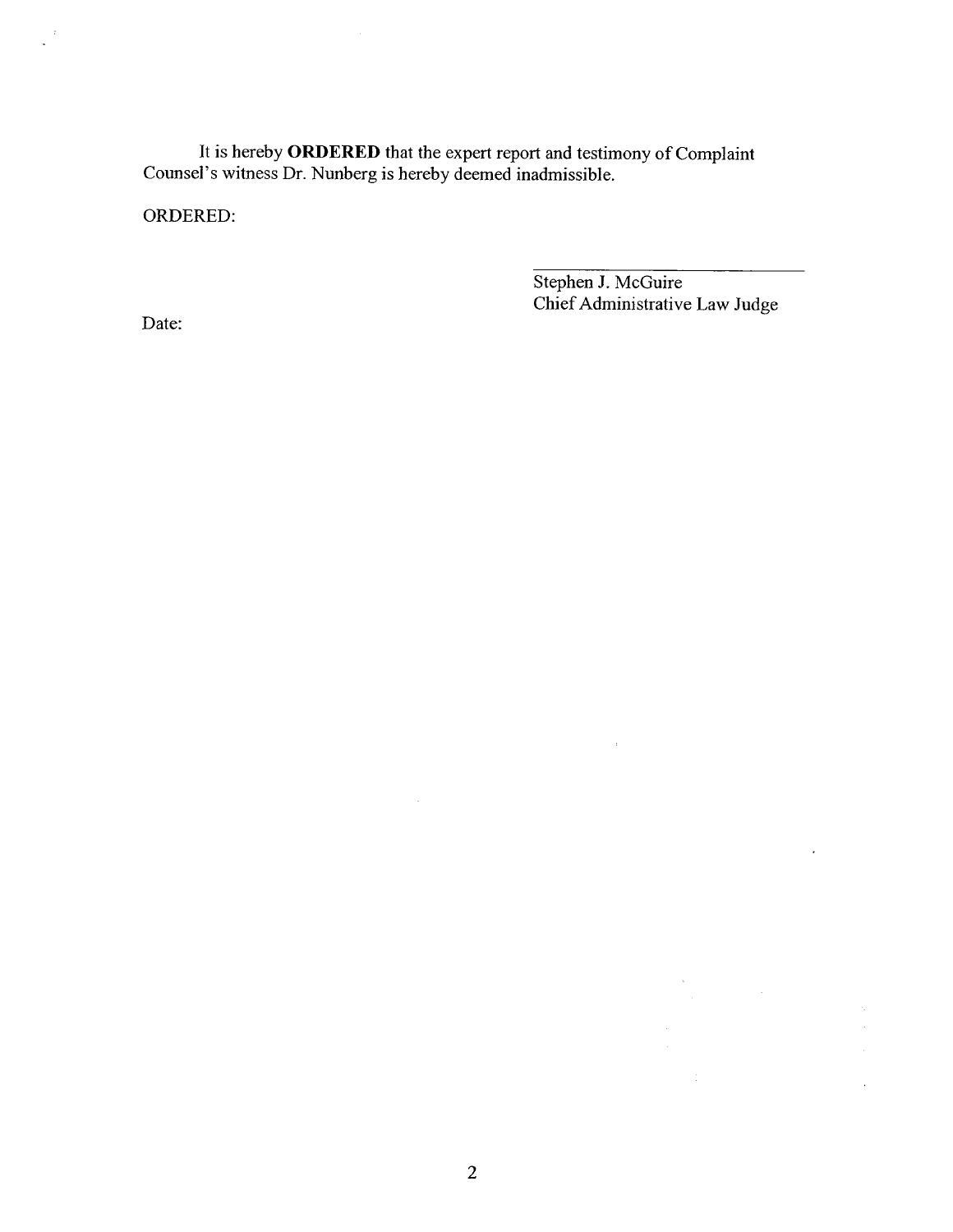It is hereby **ORDERED** that the expert report and testimony of Complaint Counsel's witness Dr. Nunberg is hereby deemed inadmissible.

ORDERED:

\_\_\_\_\_\_\_\_\_\_\_\_\_\_\_\_\_\_\_\_\_\_\_\_\_\_\_\_
Stephen J. McGuire
Chief Administrative Law Judge

Date: